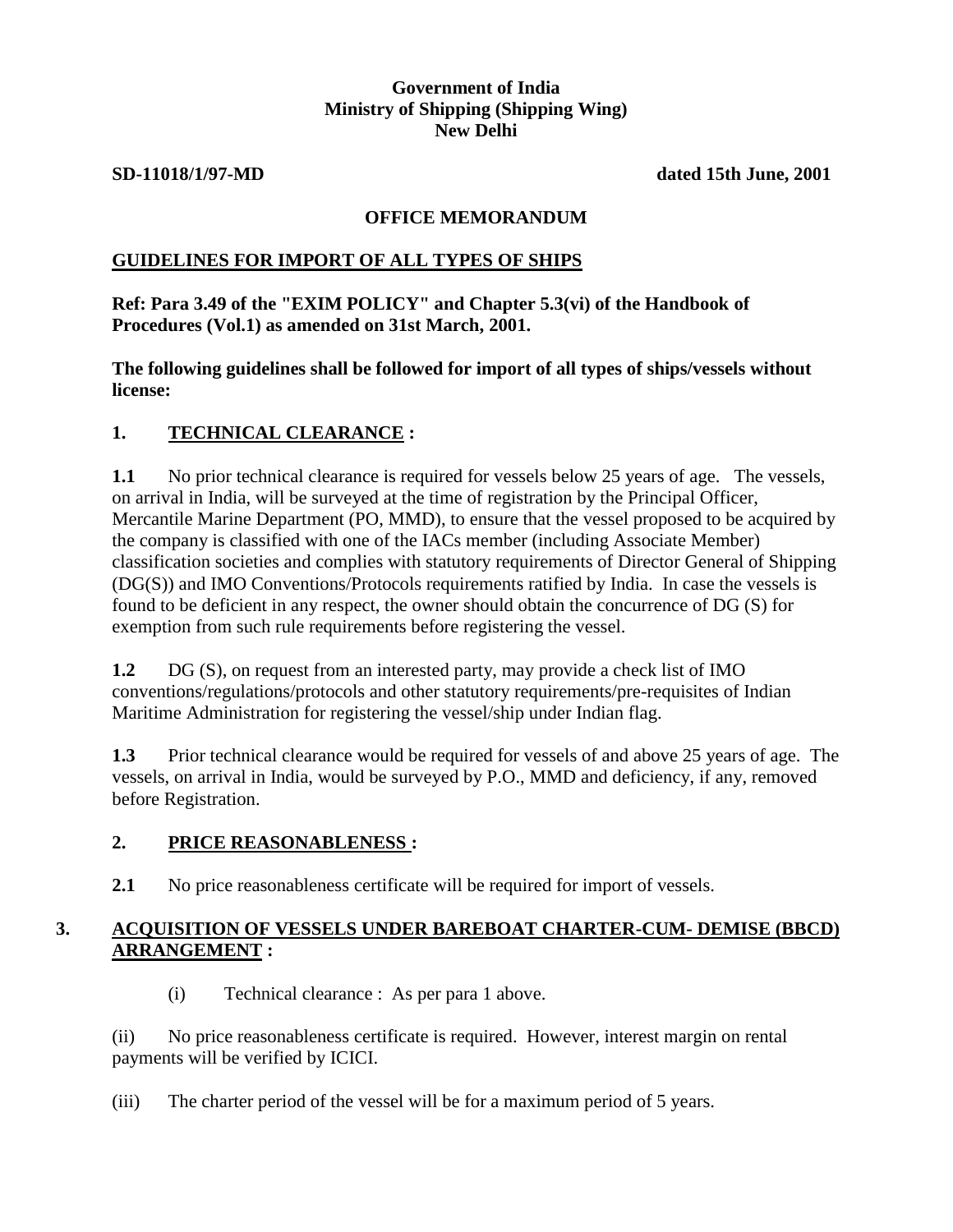**Government of India**
**Ministry of Shipping (Shipping Wing)**
**New Delhi**

**SD-11018/1/97-MD** **dated 15th June, 2001**

## OFFICE MEMORANDUM

## GUIDELINES FOR IMPORT OF ALL TYPES OF SHIPS

**Ref: Para 3.49 of the "EXIM POLICY" and Chapter 5.3(vi) of the Handbook of Procedures (Vol.1) as amended on 31st March, 2001.**

**The following guidelines shall be followed for import of all types of ships/vessels without license:**

### 1. TECHNICAL CLEARANCE :

**1.1** No prior technical clearance is required for vessels below 25 years of age. The vessels, on arrival in India, will be surveyed at the time of registration by the Principal Officer, Mercantile Marine Department (PO, MMD), to ensure that the vessel proposed to be acquired by the company is classified with one of the IACs member (including Associate Member) classification societies and complies with statutory requirements of Director General of Shipping (DG(S)) and IMO Conventions/Protocols requirements ratified by India. In case the vessels is found to be deficient in any respect, the owner should obtain the concurrence of DG (S) for exemption from such rule requirements before registering the vessel.

**1.2** DG (S), on request from an interested party, may provide a check list of IMO conventions/regulations/protocols and other statutory requirements/pre-requisites of Indian Maritime Administration for registering the vessel/ship under Indian flag.

**1.3** Prior technical clearance would be required for vessels of and above 25 years of age. The vessels, on arrival in India, would be surveyed by P.O., MMD and deficiency, if any, removed before Registration.

### 2. PRICE REASONABLENESS :

**2.1** No price reasonableness certificate will be required for import of vessels.

### 3. ACQUISITION OF VESSELS UNDER BAREBOAT CHARTER-CUM- DEMISE (BBCD) ARRANGEMENT :

(i) Technical clearance : As per para 1 above.

(ii) No price reasonableness certificate is required. However, interest margin on rental payments will be verified by ICICI.

(iii) The charter period of the vessel will be for a maximum period of 5 years.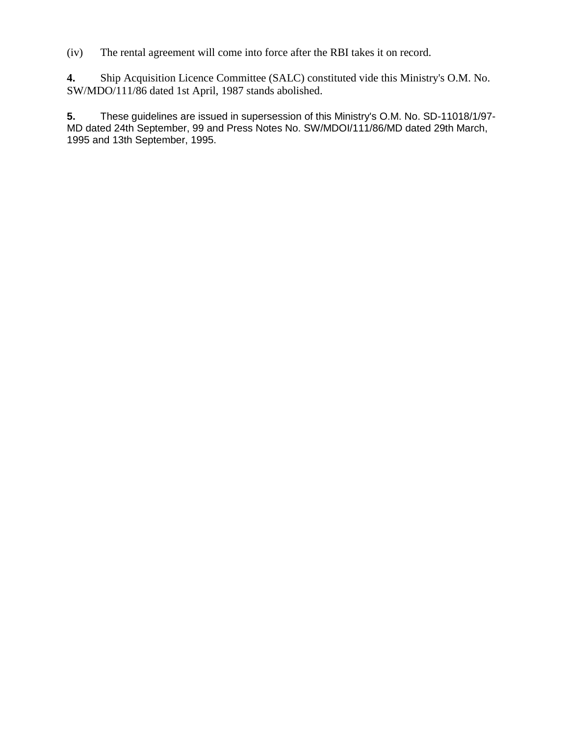(iv) The rental agreement will come into force after the RBI takes it on record.

**4.** Ship Acquisition Licence Committee (SALC) constituted vide this Ministry's O.M. No. SW/MDO/111/86 dated 1st April, 1987 stands abolished.

**5.** These guidelines are issued in supersession of this Ministry's O.M. No. SD-11018/1/97-MD dated 24th September, 99 and Press Notes No. SW/MDOI/111/86/MD dated 29th March, 1995 and 13th September, 1995.